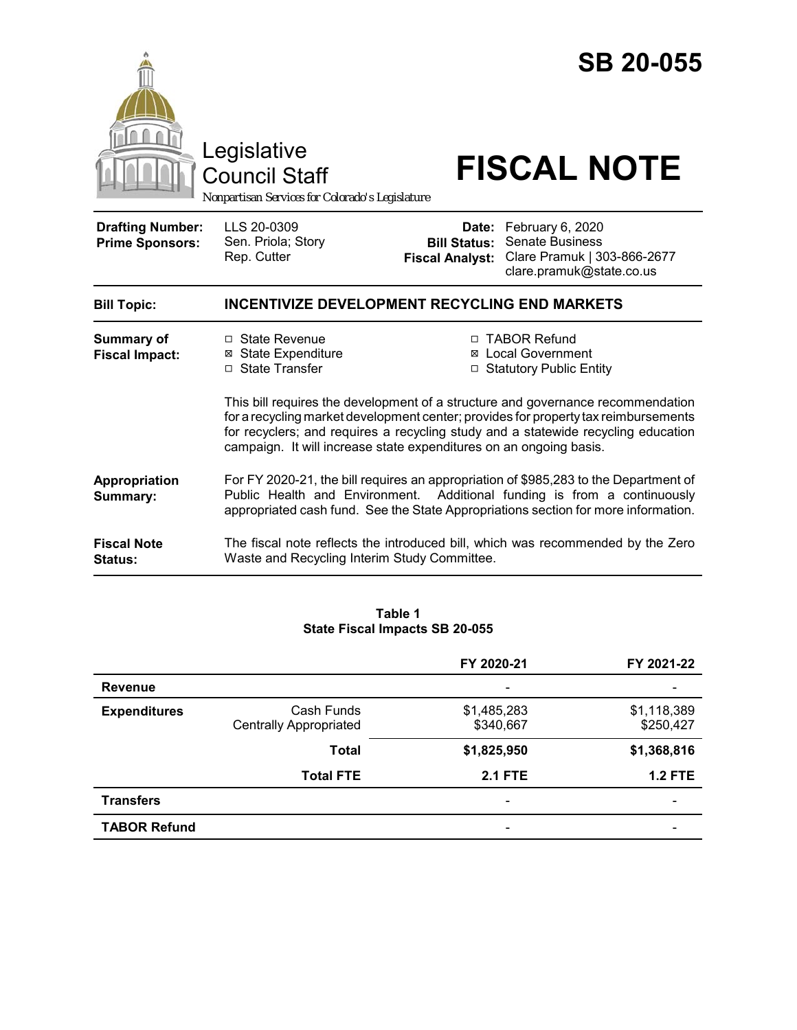# SB 20-055

Legislative Council Staff

*Nonpartisan Services for Colorado's Legislature*

# FISCAL NOTE

| | | | |
|---|---|---|---|
| **Drafting Number:** | LLS 20-0309 | **Date:** | February 6, 2020 |
| **Prime Sponsors:** | Sen. Priola; Story<br>Rep. Cutter | **Bill Status:** | Senate Business |
| | | **Fiscal Analyst:** | Clare Pramuk \| 303-866-2677<br>clare.pramuk@state.co.us |

**Bill Topic:** **INCENTIVIZE DEVELOPMENT RECYCLING END MARKETS**

**Summary of Fiscal Impact:**

- ☐ State Revenue
- ☒ State Expenditure
- ☐ State Transfer
- ☐ TABOR Refund
- ☒ Local Government
- ☐ Statutory Public Entity

This bill requires the development of a structure and governance recommendation for a recycling market development center; provides for property tax reimbursements for recyclers; and requires a recycling study and a statewide recycling education campaign. It will increase state expenditures on an ongoing basis.

**Appropriation Summary:** For FY 2020-21, the bill requires an appropriation of $985,283 to the Department of Public Health and Environment. Additional funding is from a continuously appropriated cash fund. See the State Appropriations section for more information.

**Fiscal Note Status:** The fiscal note reflects the introduced bill, which was recommended by the Zero Waste and Recycling Interim Study Committee.

**Table 1**
**State Fiscal Impacts SB 20-055**

| | | FY 2020-21 | FY 2021-22 |
|---|---|---|---|
| **Revenue** | | - | - |
| **Expenditures** | Cash Funds | $1,485,283 | $1,118,389 |
| | Centrally Appropriated | $340,667 | $250,427 |
| | **Total** | **$1,825,950** | **$1,368,816** |
| | **Total FTE** | **2.1 FTE** | **1.2 FTE** |
| **Transfers** | | - | - |
| **TABOR Refund** | | - | - |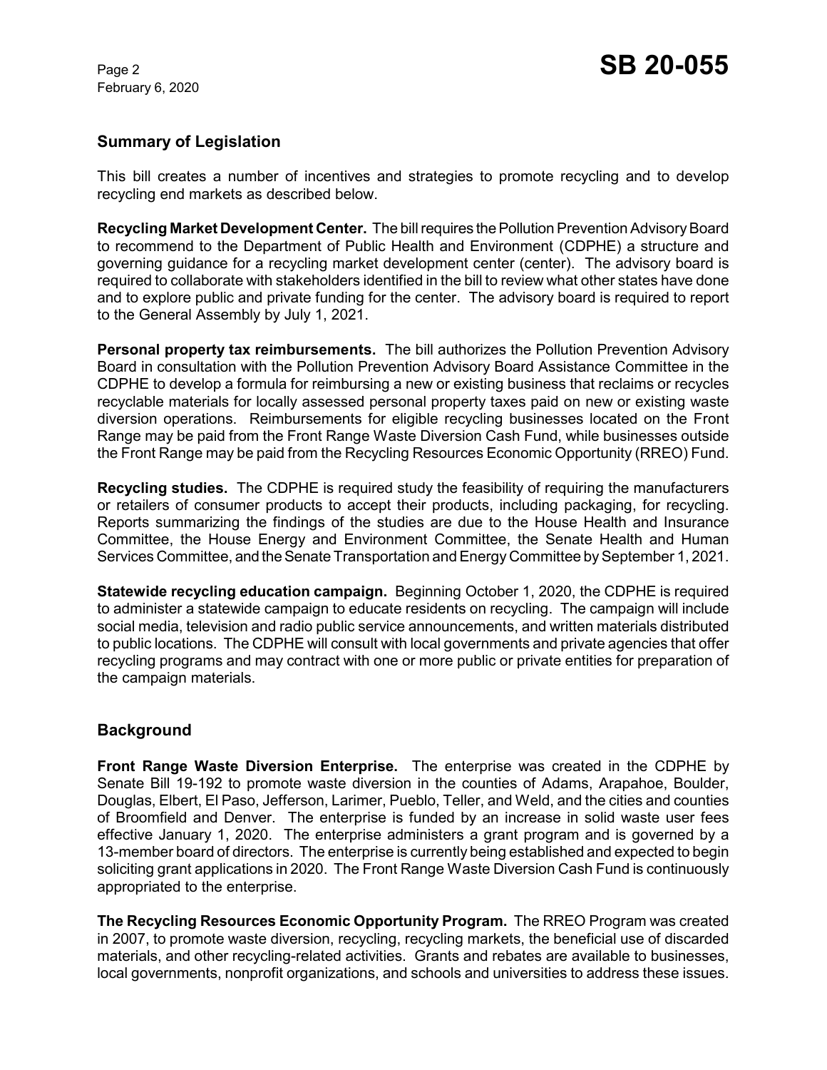## Summary of Legislation

This bill creates a number of incentives and strategies to promote recycling and to develop recycling end markets as described below.

**Recycling Market Development Center.** The bill requires the Pollution Prevention Advisory Board to recommend to the Department of Public Health and Environment (CDPHE) a structure and governing guidance for a recycling market development center (center). The advisory board is required to collaborate with stakeholders identified in the bill to review what other states have done and to explore public and private funding for the center. The advisory board is required to report to the General Assembly by July 1, 2021.

**Personal property tax reimbursements.** The bill authorizes the Pollution Prevention Advisory Board in consultation with the Pollution Prevention Advisory Board Assistance Committee in the CDPHE to develop a formula for reimbursing a new or existing business that reclaims or recycles recyclable materials for locally assessed personal property taxes paid on new or existing waste diversion operations. Reimbursements for eligible recycling businesses located on the Front Range may be paid from the Front Range Waste Diversion Cash Fund, while businesses outside the Front Range may be paid from the Recycling Resources Economic Opportunity (RREO) Fund.

**Recycling studies.** The CDPHE is required study the feasibility of requiring the manufacturers or retailers of consumer products to accept their products, including packaging, for recycling. Reports summarizing the findings of the studies are due to the House Health and Insurance Committee, the House Energy and Environment Committee, the Senate Health and Human Services Committee, and the Senate Transportation and Energy Committee by September 1, 2021.

**Statewide recycling education campaign.** Beginning October 1, 2020, the CDPHE is required to administer a statewide campaign to educate residents on recycling. The campaign will include social media, television and radio public service announcements, and written materials distributed to public locations. The CDPHE will consult with local governments and private agencies that offer recycling programs and may contract with one or more public or private entities for preparation of the campaign materials.

## Background

**Front Range Waste Diversion Enterprise.** The enterprise was created in the CDPHE by Senate Bill 19-192 to promote waste diversion in the counties of Adams, Arapahoe, Boulder, Douglas, Elbert, El Paso, Jefferson, Larimer, Pueblo, Teller, and Weld, and the cities and counties of Broomfield and Denver. The enterprise is funded by an increase in solid waste user fees effective January 1, 2020. The enterprise administers a grant program and is governed by a 13-member board of directors. The enterprise is currently being established and expected to begin soliciting grant applications in 2020. The Front Range Waste Diversion Cash Fund is continuously appropriated to the enterprise.

**The Recycling Resources Economic Opportunity Program.** The RREO Program was created in 2007, to promote waste diversion, recycling, recycling markets, the beneficial use of discarded materials, and other recycling-related activities. Grants and rebates are available to businesses, local governments, nonprofit organizations, and schools and universities to address these issues.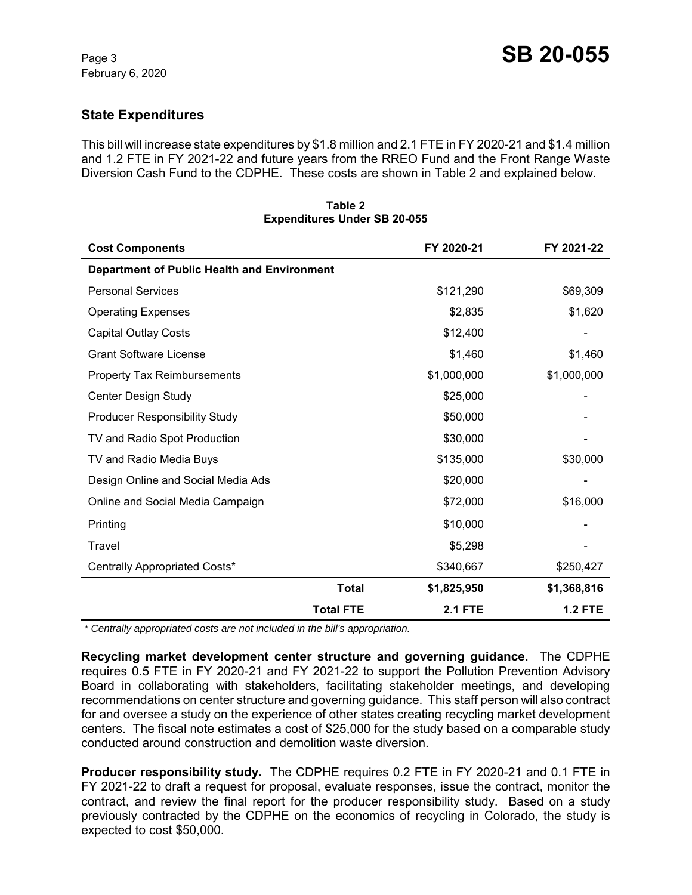## State Expenditures

This bill will increase state expenditures by $1.8 million and 2.1 FTE in FY 2020-21 and $1.4 million and 1.2 FTE in FY 2021-22 and future years from the RREO Fund and the Front Range Waste Diversion Cash Fund to the CDPHE. These costs are shown in Table 2 and explained below.

**Table 2**
**Expenditures Under SB 20-055**

| Cost Components | FY 2020-21 | FY 2021-22 |
|---|---|---|
| **Department of Public Health and Environment** | | |
| Personal Services | $121,290 | $69,309 |
| Operating Expenses | $2,835 | $1,620 |
| Capital Outlay Costs | $12,400 | - |
| Grant Software License | $1,460 | $1,460 |
| Property Tax Reimbursements | $1,000,000 | $1,000,000 |
| Center Design Study | $25,000 | - |
| Producer Responsibility Study | $50,000 | - |
| TV and Radio Spot Production | $30,000 | - |
| TV and Radio Media Buys | $135,000 | $30,000 |
| Design Online and Social Media Ads | $20,000 | - |
| Online and Social Media Campaign | $72,000 | $16,000 |
| Printing | $10,000 | - |
| Travel | $5,298 | - |
| Centrally Appropriated Costs* | $340,667 | $250,427 |
| **Total** | **$1,825,950** | **$1,368,816** |
| **Total FTE** | **2.1 FTE** | **1.2 FTE** |

*\* Centrally appropriated costs are not included in the bill's appropriation.*

**Recycling market development center structure and governing guidance.** The CDPHE requires 0.5 FTE in FY 2020-21 and FY 2021-22 to support the Pollution Prevention Advisory Board in collaborating with stakeholders, facilitating stakeholder meetings, and developing recommendations on center structure and governing guidance. This staff person will also contract for and oversee a study on the experience of other states creating recycling market development centers. The fiscal note estimates a cost of $25,000 for the study based on a comparable study conducted around construction and demolition waste diversion.

**Producer responsibility study.** The CDPHE requires 0.2 FTE in FY 2020-21 and 0.1 FTE in FY 2021-22 to draft a request for proposal, evaluate responses, issue the contract, monitor the contract, and review the final report for the producer responsibility study. Based on a study previously contracted by the CDPHE on the economics of recycling in Colorado, the study is expected to cost $50,000.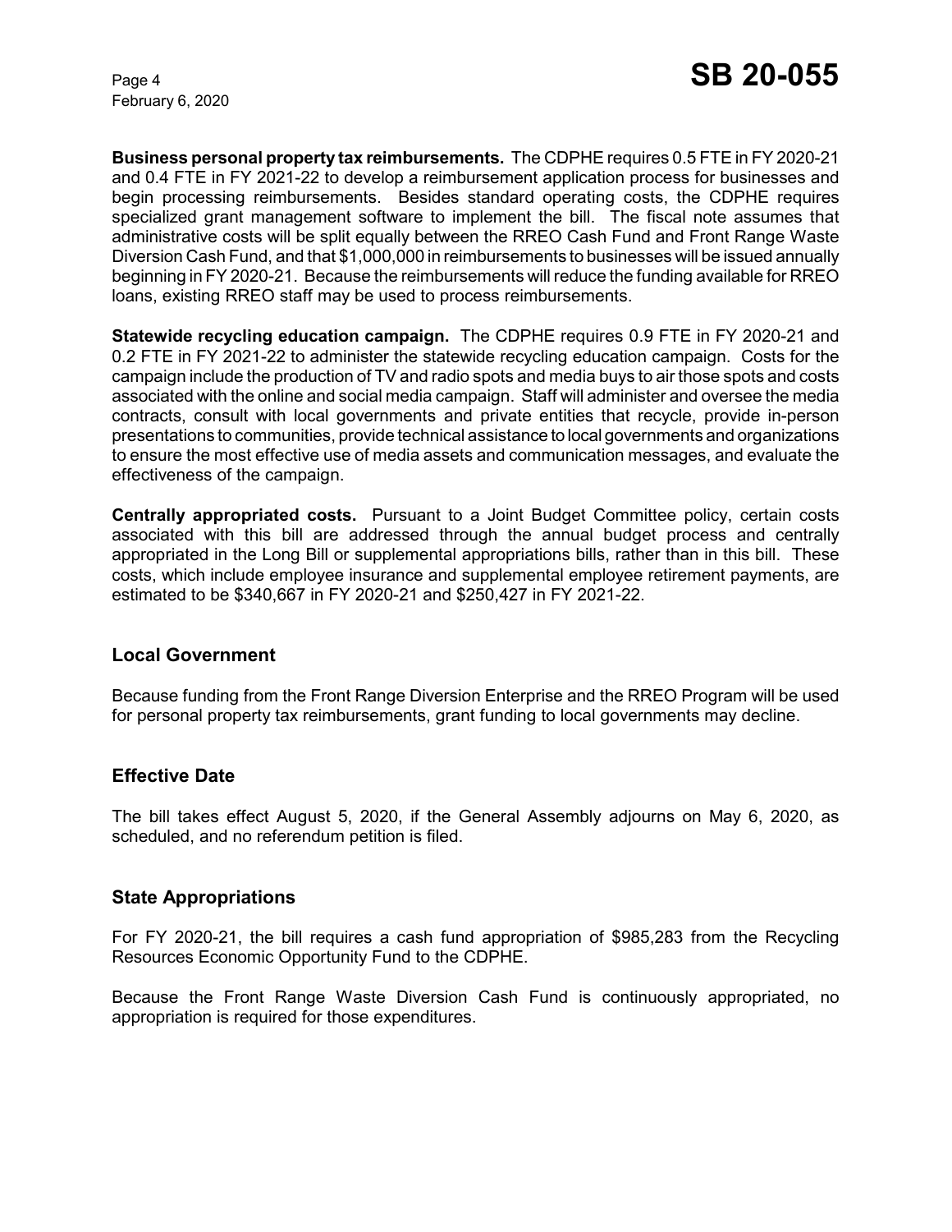**Business personal property tax reimbursements.** The CDPHE requires 0.5 FTE in FY 2020-21 and 0.4 FTE in FY 2021-22 to develop a reimbursement application process for businesses and begin processing reimbursements. Besides standard operating costs, the CDPHE requires specialized grant management software to implement the bill. The fiscal note assumes that administrative costs will be split equally between the RREO Cash Fund and Front Range Waste Diversion Cash Fund, and that $1,000,000 in reimbursements to businesses will be issued annually beginning in FY 2020-21. Because the reimbursements will reduce the funding available for RREO loans, existing RREO staff may be used to process reimbursements.

**Statewide recycling education campaign.** The CDPHE requires 0.9 FTE in FY 2020-21 and 0.2 FTE in FY 2021-22 to administer the statewide recycling education campaign. Costs for the campaign include the production of TV and radio spots and media buys to air those spots and costs associated with the online and social media campaign. Staff will administer and oversee the media contracts, consult with local governments and private entities that recycle, provide in-person presentations to communities, provide technical assistance to local governments and organizations to ensure the most effective use of media assets and communication messages, and evaluate the effectiveness of the campaign.

**Centrally appropriated costs.** Pursuant to a Joint Budget Committee policy, certain costs associated with this bill are addressed through the annual budget process and centrally appropriated in the Long Bill or supplemental appropriations bills, rather than in this bill. These costs, which include employee insurance and supplemental employee retirement payments, are estimated to be $340,667 in FY 2020-21 and $250,427 in FY 2021-22.

## Local Government

Because funding from the Front Range Diversion Enterprise and the RREO Program will be used for personal property tax reimbursements, grant funding to local governments may decline.

## Effective Date

The bill takes effect August 5, 2020, if the General Assembly adjourns on May 6, 2020, as scheduled, and no referendum petition is filed.

## State Appropriations

For FY 2020-21, the bill requires a cash fund appropriation of $985,283 from the Recycling Resources Economic Opportunity Fund to the CDPHE.

Because the Front Range Waste Diversion Cash Fund is continuously appropriated, no appropriation is required for those expenditures.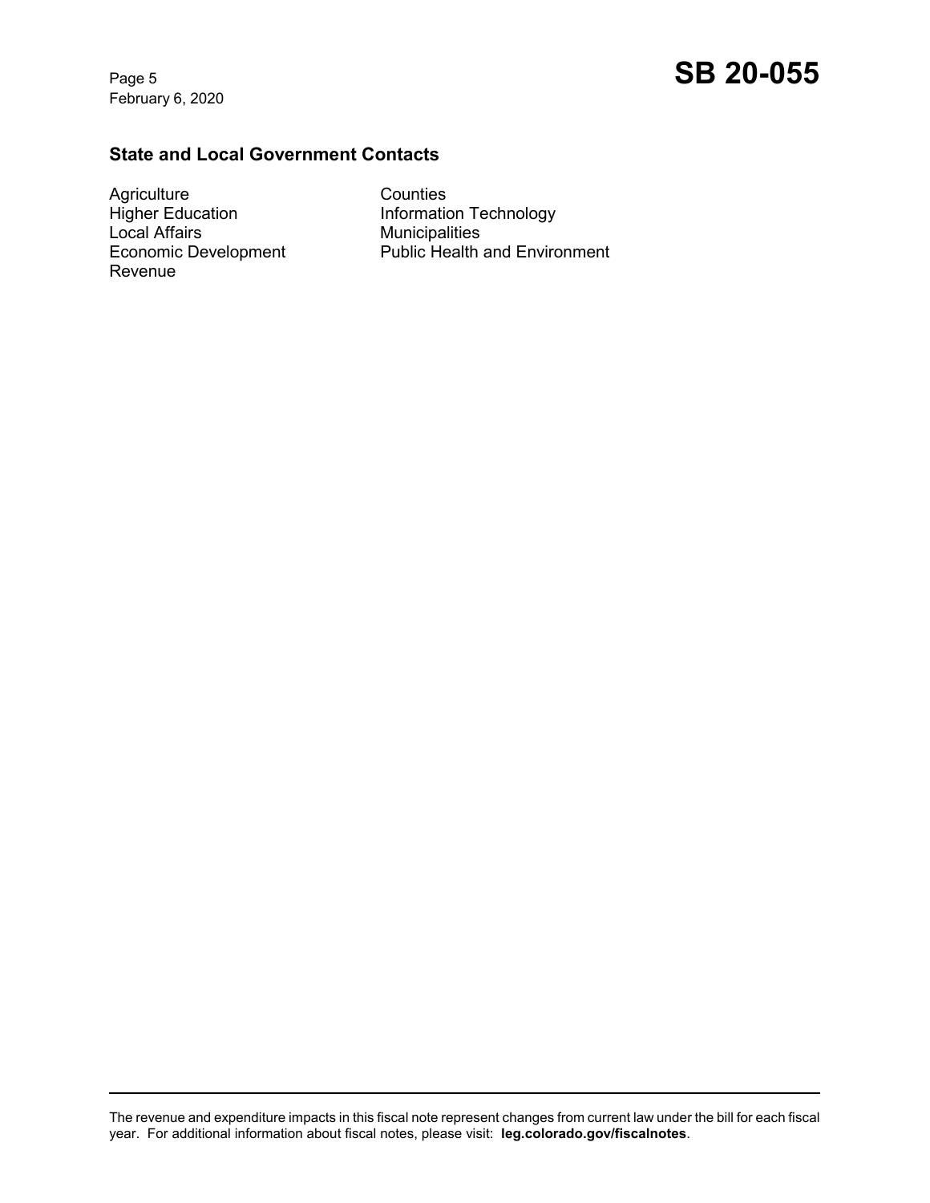## State and Local Government Contacts

| | |
|---|---|
| Agriculture | Counties |
| Higher Education | Information Technology |
| Local Affairs | Municipalities |
| Economic Development | Public Health and Environment |
| Revenue | |

The revenue and expenditure impacts in this fiscal note represent changes from current law under the bill for each fiscal year. For additional information about fiscal notes, please visit: **leg.colorado.gov/fiscalnotes**.